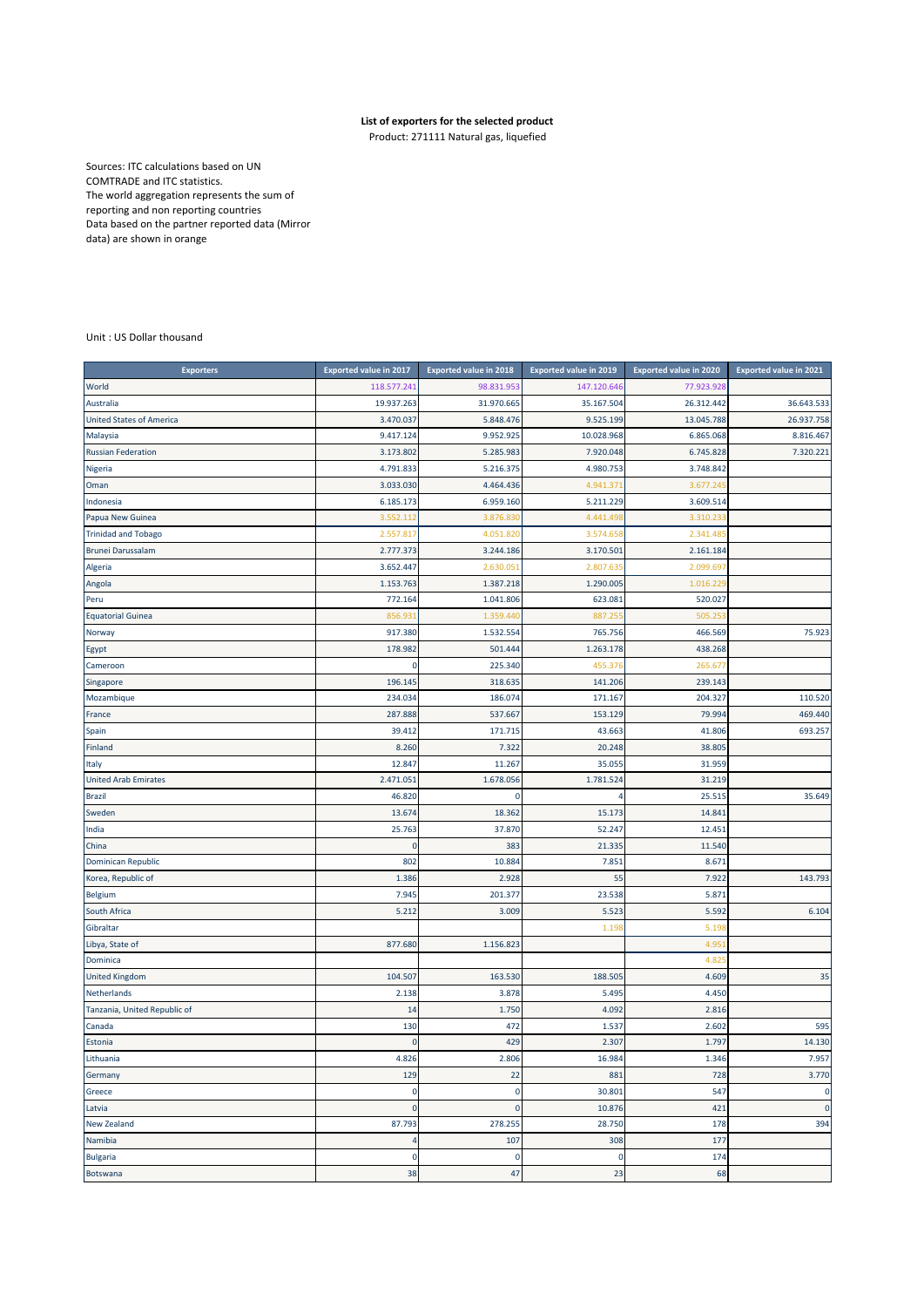**List of exporters for the selected product**
Product: 271111 Natural gas, liquefied

Sources: ITC calculations based on UN COMTRADE and ITC statistics.
The world aggregation represents the sum of reporting and non reporting countries
Data based on the partner reported data (Mirror data) are shown in orange

Unit : US Dollar thousand

| Exporters | Exported value in 2017 | Exported value in 2018 | Exported value in 2019 | Exported value in 2020 | Exported value in 2021 |
|---|---|---|---|---|---|
| World | 118.577.241 | 98.831.953 | 147.120.646 | 77.923.928 | |
| Australia | 19.937.263 | 31.970.665 | 35.167.504 | 26.312.442 | 36.643.533 |
| United States of America | 3.470.037 | 5.848.476 | 9.525.199 | 13.045.788 | 26.937.758 |
| Malaysia | 9.417.124 | 9.952.925 | 10.028.968 | 6.865.068 | 8.816.467 |
| Russian Federation | 3.173.802 | 5.285.983 | 7.920.048 | 6.745.828 | 7.320.221 |
| Nigeria | 4.791.833 | 5.216.375 | 4.980.753 | 3.748.842 | |
| Oman | 3.033.030 | 4.464.436 | 4.941.371 | 3.677.245 | |
| Indonesia | 6.185.173 | 6.959.160 | 5.211.229 | 3.609.514 | |
| Papua New Guinea | 3.552.112 | 3.876.830 | 4.441.498 | 3.310.233 | |
| Trinidad and Tobago | 2.557.817 | 4.051.820 | 3.574.658 | 2.341.485 | |
| Brunei Darussalam | 2.777.373 | 3.244.186 | 3.170.501 | 2.161.184 | |
| Algeria | 3.652.447 | 2.630.051 | 2.807.635 | 2.099.697 | |
| Angola | 1.153.763 | 1.387.218 | 1.290.005 | 1.016.229 | |
| Peru | 772.164 | 1.041.806 | 623.081 | 520.027 | |
| Equatorial Guinea | 856.931 | 1.359.440 | 887.255 | 505.253 | |
| Norway | 917.380 | 1.532.554 | 765.756 | 466.569 | 75.923 |
| Egypt | 178.982 | 501.444 | 1.263.178 | 438.268 | |
| Cameroon | 0 | 225.340 | 455.376 | 265.677 | |
| Singapore | 196.145 | 318.635 | 141.206 | 239.143 | |
| Mozambique | 234.034 | 186.074 | 171.167 | 204.327 | 110.520 |
| France | 287.888 | 537.667 | 153.129 | 79.994 | 469.440 |
| Spain | 39.412 | 171.715 | 43.663 | 41.806 | 693.257 |
| Finland | 8.260 | 7.322 | 20.248 | 38.805 | |
| Italy | 12.847 | 11.267 | 35.055 | 31.959 | |
| United Arab Emirates | 2.471.051 | 1.678.056 | 1.781.524 | 31.219 | |
| Brazil | 46.820 | 0 | 4 | 25.515 | 35.649 |
| Sweden | 13.674 | 18.362 | 15.173 | 14.841 | |
| India | 25.763 | 37.870 | 52.247 | 12.451 | |
| China | 0 | 383 | 21.335 | 11.540 | |
| Dominican Republic | 802 | 10.884 | 7.851 | 8.671 | |
| Korea, Republic of | 1.386 | 2.928 | 55 | 7.922 | 143.793 |
| Belgium | 7.945 | 201.377 | 23.538 | 5.871 | |
| South Africa | 5.212 | 3.009 | 5.523 | 5.592 | 6.104 |
| Gibraltar | | | 1.198 | 5.198 | |
| Libya, State of | 877.680 | 1.156.823 | | 4.951 | |
| Dominica | | | | 4.825 | |
| United Kingdom | 104.507 | 163.530 | 188.505 | 4.609 | 35 |
| Netherlands | 2.138 | 3.878 | 5.495 | 4.450 | |
| Tanzania, United Republic of | 14 | 1.750 | 4.092 | 2.816 | |
| Canada | 130 | 472 | 1.537 | 2.602 | 595 |
| Estonia | 0 | 429 | 2.307 | 1.797 | 14.130 |
| Lithuania | 4.826 | 2.806 | 16.984 | 1.346 | 7.957 |
| Germany | 129 | 22 | 881 | 728 | 3.770 |
| Greece | 0 | 0 | 30.801 | 547 | 0 |
| Latvia | 0 | 0 | 10.876 | 421 | 0 |
| New Zealand | 87.793 | 278.255 | 28.750 | 178 | 394 |
| Namibia | 4 | 107 | 308 | 177 | |
| Bulgaria | 0 | 0 | 0 | 174 | |
| Botswana | 38 | 47 | 23 | 68 | |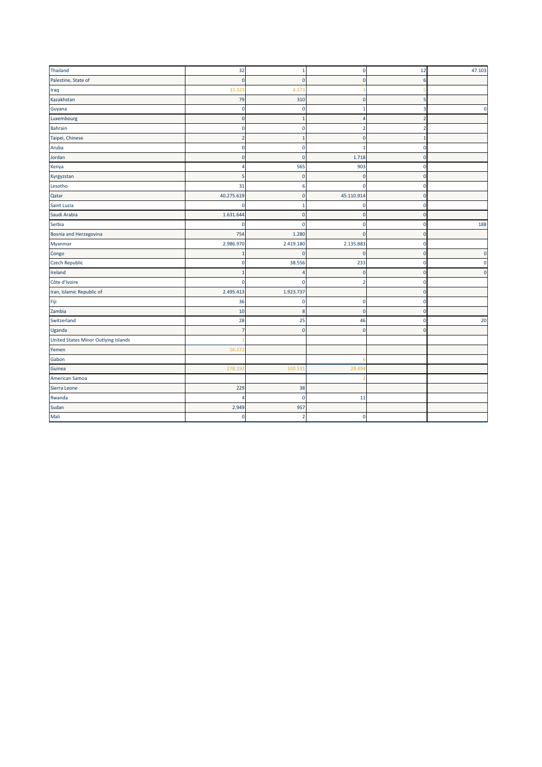| | | | | | |
|---|---|---|---|---|---|
| Thailand | 32 | 1 | 0 | 12 | 47.103 |
| Palestine, State of | 0 | 0 | 0 | 6 | |
| Iraq | 33.329 | 4.373 | 3 | 5 | |
| Kazakhstan | 79 | 310 | 0 | 5 | |
| Guyana | 0 | 0 | 1 | 3 | 0 |
| Luxembourg | 0 | 1 | 4 | 2 | |
| Bahrain | 0 | 0 | 2 | 2 | |
| Taipei, Chinese | 2 | 1 | 0 | 1 | |
| Aruba | 0 | 0 | 1 | 0 | |
| Jordan | 0 | 0 | 1.718 | 0 | |
| Kenya | 4 | 565 | 903 | 0 | |
| Kyrgyzstan | 5 | 0 | 0 | 0 | |
| Lesotho | 31 | 6 | 0 | 0 | |
| Qatar | 40.275.619 | 0 | 45.110.914 | 0 | |
| Saint Lucia | 0 | 1 | 0 | 0 | |
| Saudi Arabia | 1.631.644 | 0 | 0 | 0 | |
| Serbia | 0 | 0 | 0 | 0 | 188 |
| Bosnia and Herzegovina | 754 | 1.280 | 0 | 0 | |
| Myanmar | 2.986.970 | 2.419.180 | 2.135.883 | 0 | |
| Congo | 1 | 0 | 0 | 0 | 0 |
| Czech Republic | 0 | 38.556 | 233 | 0 | 0 |
| Ireland | 1 | 4 | 0 | 0 | 0 |
| Côte d'Ivoire | 0 | 0 | 2 | 0 | |
| Iran, Islamic Republic of | 2.495.413 | 1.923.737 | | 0 | |
| Fiji | 36 | 0 | 0 | 0 | |
| Zambia | 10 | 8 | 0 | 0 | |
| Switzerland | 28 | 25 | 46 | 0 | 20 |
| Uganda | 7 | 0 | 0 | 0 | |
| United States Minor Outlying Islands | 1 | | | | |
| Yemen | 16.172 | | | | |
| Gabon | | | 6 | | |
| Guinea | 278.192 | 100.531 | 28.494 | | |
| American Samoa | | | 2 | | |
| Sierra Leone | 229 | 38 | | | |
| Rwanda | 4 | 0 | 11 | | |
| Sudan | 2.949 | 957 | | | |
| Mali | 0 | 2 | 0 | | |